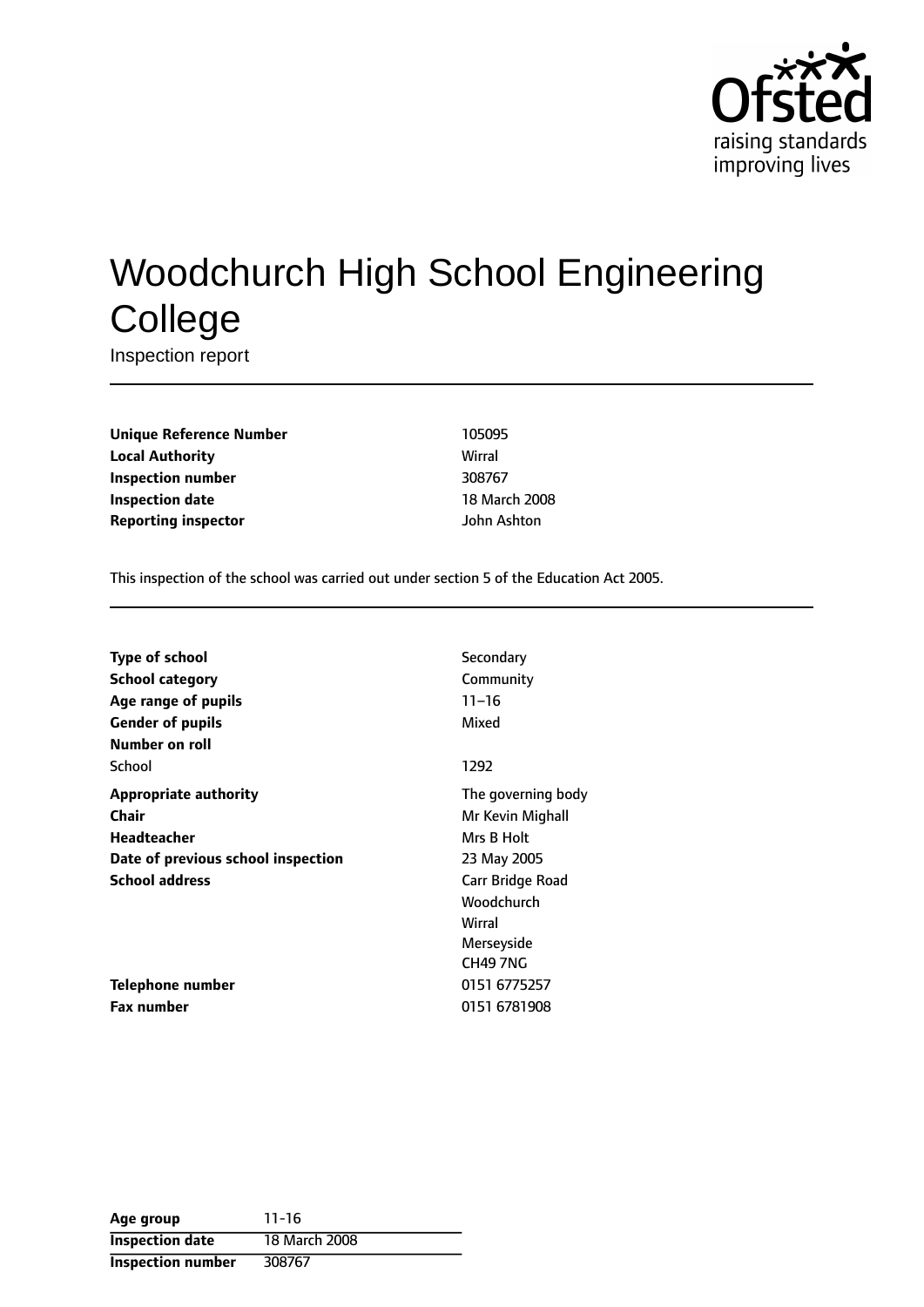# Woodchurch High School Engineering College

Inspection report

| | |
|---|---|
| **Unique Reference Number** | 105095 |
| **Local Authority** | Wirral |
| **Inspection number** | 308767 |
| **Inspection date** | 18 March 2008 |
| **Reporting inspector** | John Ashton |

This inspection of the school was carried out under section 5 of the Education Act 2005.

| | |
|---|---|
| **Type of school** | Secondary |
| **School category** | Community |
| **Age range of pupils** | 11–16 |
| **Gender of pupils** | Mixed |
| **Number on roll** | |
| School | 1292 |
| **Appropriate authority** | The governing body |
| **Chair** | Mr Kevin Mighall |
| **Headteacher** | Mrs B Holt |
| **Date of previous school inspection** | 23 May 2005 |
| **School address** | Carr Bridge Road<br>Woodchurch<br>Wirral<br>Merseyside<br>CH49 7NG |
| **Telephone number** | 0151 6775257 |
| **Fax number** | 0151 6781908 |

| | |
|---|---|
| **Age group** | 11-16 |
| **Inspection date** | 18 March 2008 |
| **Inspection number** | 308767 |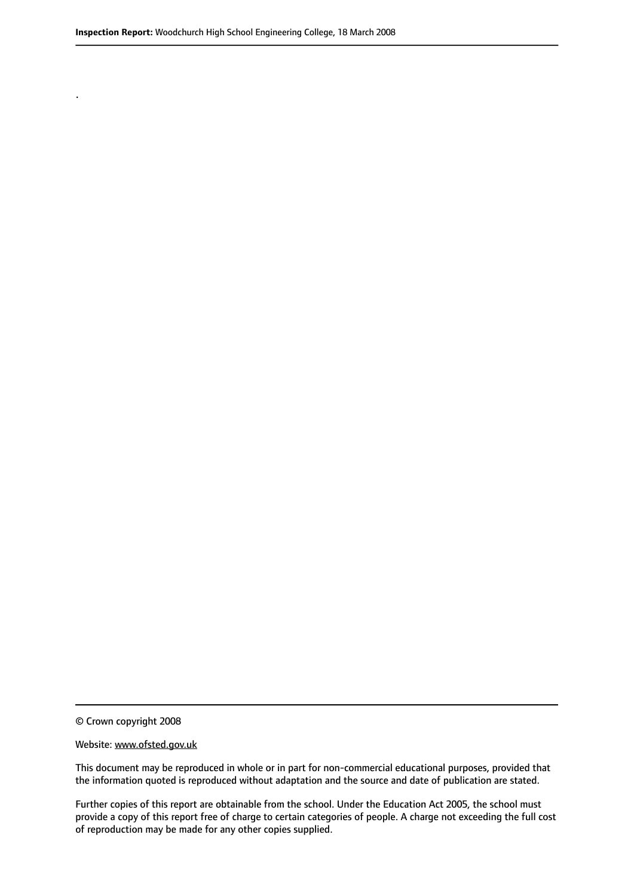.

© Crown copyright 2008

Website: www.ofsted.gov.uk

This document may be reproduced in whole or in part for non-commercial educational purposes, provided that the information quoted is reproduced without adaptation and the source and date of publication are stated.

Further copies of this report are obtainable from the school. Under the Education Act 2005, the school must provide a copy of this report free of charge to certain categories of people. A charge not exceeding the full cost of reproduction may be made for any other copies supplied.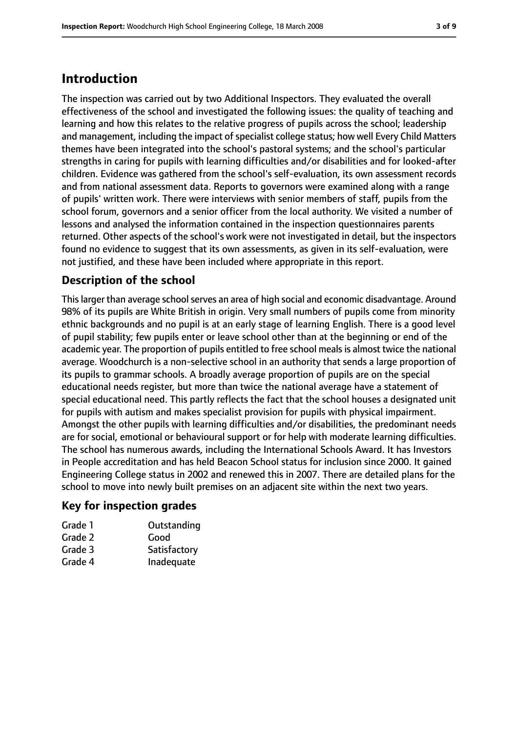# Introduction

The inspection was carried out by two Additional Inspectors. They evaluated the overall effectiveness of the school and investigated the following issues: the quality of teaching and learning and how this relates to the relative progress of pupils across the school; leadership and management, including the impact of specialist college status; how well Every Child Matters themes have been integrated into the school's pastoral systems; and the school's particular strengths in caring for pupils with learning difficulties and/or disabilities and for looked-after children. Evidence was gathered from the school's self-evaluation, its own assessment records and from national assessment data. Reports to governors were examined along with a range of pupils' written work. There were interviews with senior members of staff, pupils from the school forum, governors and a senior officer from the local authority. We visited a number of lessons and analysed the information contained in the inspection questionnaires parents returned. Other aspects of the school's work were not investigated in detail, but the inspectors found no evidence to suggest that its own assessments, as given in its self-evaluation, were not justified, and these have been included where appropriate in this report.

## Description of the school

This larger than average school serves an area of high social and economic disadvantage. Around 98% of its pupils are White British in origin. Very small numbers of pupils come from minority ethnic backgrounds and no pupil is at an early stage of learning English. There is a good level of pupil stability; few pupils enter or leave school other than at the beginning or end of the academic year. The proportion of pupils entitled to free school meals is almost twice the national average. Woodchurch is a non-selective school in an authority that sends a large proportion of its pupils to grammar schools. A broadly average proportion of pupils are on the special educational needs register, but more than twice the national average have a statement of special educational need. This partly reflects the fact that the school houses a designated unit for pupils with autism and makes specialist provision for pupils with physical impairment. Amongst the other pupils with learning difficulties and/or disabilities, the predominant needs are for social, emotional or behavioural support or for help with moderate learning difficulties. The school has numerous awards, including the International Schools Award. It has Investors in People accreditation and has held Beacon School status for inclusion since 2000. It gained Engineering College status in 2002 and renewed this in 2007. There are detailed plans for the school to move into newly built premises on an adjacent site within the next two years.

## Key for inspection grades

| | |
|---|---|
| Grade 1 | Outstanding |
| Grade 2 | Good |
| Grade 3 | Satisfactory |
| Grade 4 | Inadequate |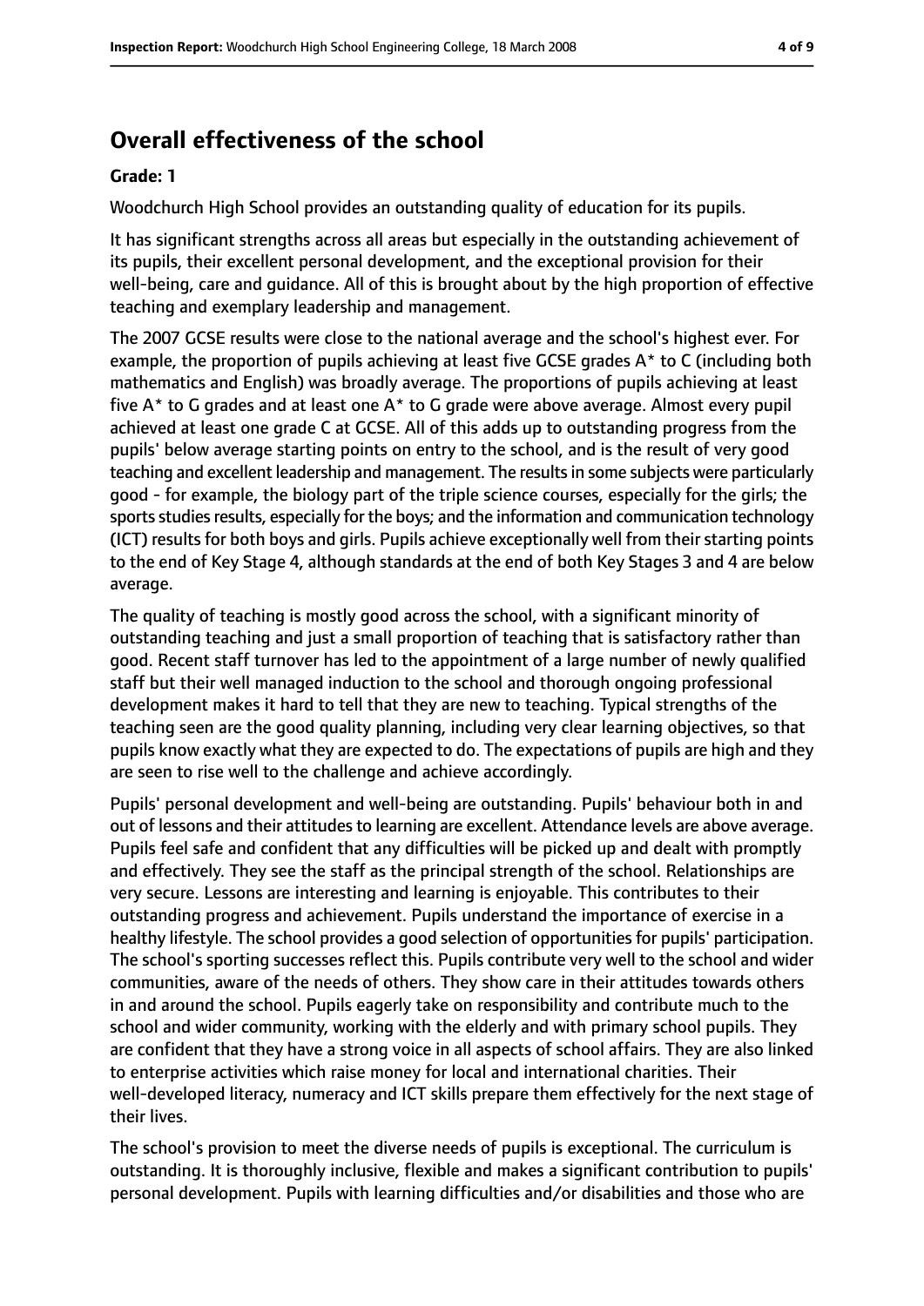## Overall effectiveness of the school

**Grade: 1**

Woodchurch High School provides an outstanding quality of education for its pupils.

It has significant strengths across all areas but especially in the outstanding achievement of its pupils, their excellent personal development, and the exceptional provision for their well-being, care and guidance. All of this is brought about by the high proportion of effective teaching and exemplary leadership and management.

The 2007 GCSE results were close to the national average and the school's highest ever. For example, the proportion of pupils achieving at least five GCSE grades A* to C (including both mathematics and English) was broadly average. The proportions of pupils achieving at least five A* to G grades and at least one A* to G grade were above average. Almost every pupil achieved at least one grade C at GCSE. All of this adds up to outstanding progress from the pupils' below average starting points on entry to the school, and is the result of very good teaching and excellent leadership and management. The results in some subjects were particularly good - for example, the biology part of the triple science courses, especially for the girls; the sports studies results, especially for the boys; and the information and communication technology (ICT) results for both boys and girls. Pupils achieve exceptionally well from their starting points to the end of Key Stage 4, although standards at the end of both Key Stages 3 and 4 are below average.

The quality of teaching is mostly good across the school, with a significant minority of outstanding teaching and just a small proportion of teaching that is satisfactory rather than good. Recent staff turnover has led to the appointment of a large number of newly qualified staff but their well managed induction to the school and thorough ongoing professional development makes it hard to tell that they are new to teaching. Typical strengths of the teaching seen are the good quality planning, including very clear learning objectives, so that pupils know exactly what they are expected to do. The expectations of pupils are high and they are seen to rise well to the challenge and achieve accordingly.

Pupils' personal development and well-being are outstanding. Pupils' behaviour both in and out of lessons and their attitudes to learning are excellent. Attendance levels are above average. Pupils feel safe and confident that any difficulties will be picked up and dealt with promptly and effectively. They see the staff as the principal strength of the school. Relationships are very secure. Lessons are interesting and learning is enjoyable. This contributes to their outstanding progress and achievement. Pupils understand the importance of exercise in a healthy lifestyle. The school provides a good selection of opportunities for pupils' participation. The school's sporting successes reflect this. Pupils contribute very well to the school and wider communities, aware of the needs of others. They show care in their attitudes towards others in and around the school. Pupils eagerly take on responsibility and contribute much to the school and wider community, working with the elderly and with primary school pupils. They are confident that they have a strong voice in all aspects of school affairs. They are also linked to enterprise activities which raise money for local and international charities. Their well-developed literacy, numeracy and ICT skills prepare them effectively for the next stage of their lives.

The school's provision to meet the diverse needs of pupils is exceptional. The curriculum is outstanding. It is thoroughly inclusive, flexible and makes a significant contribution to pupils' personal development. Pupils with learning difficulties and/or disabilities and those who are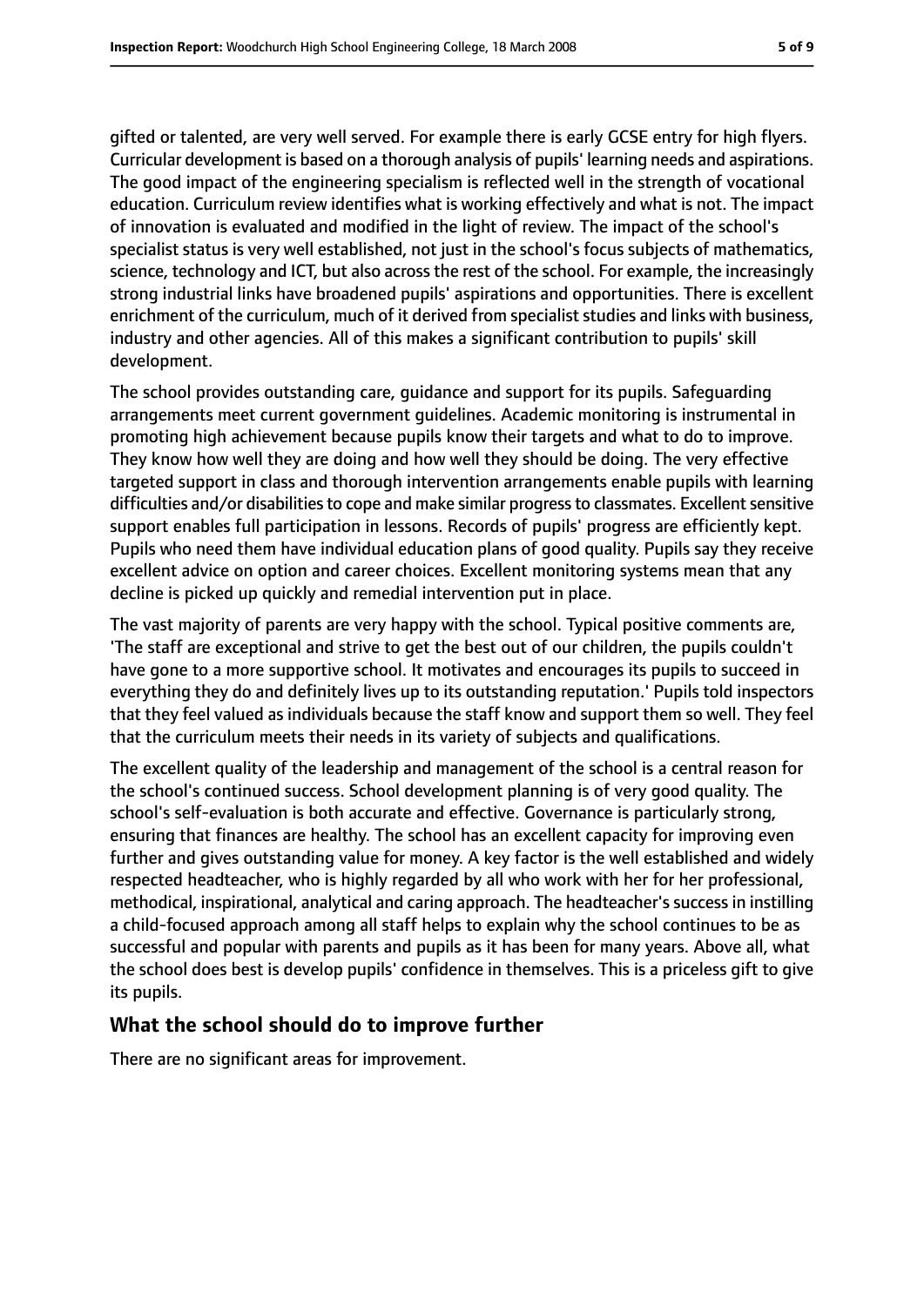gifted or talented, are very well served. For example there is early GCSE entry for high flyers. Curricular development is based on a thorough analysis of pupils' learning needs and aspirations. The good impact of the engineering specialism is reflected well in the strength of vocational education. Curriculum review identifies what is working effectively and what is not. The impact of innovation is evaluated and modified in the light of review. The impact of the school's specialist status is very well established, not just in the school's focus subjects of mathematics, science, technology and ICT, but also across the rest of the school. For example, the increasingly strong industrial links have broadened pupils' aspirations and opportunities. There is excellent enrichment of the curriculum, much of it derived from specialist studies and links with business, industry and other agencies. All of this makes a significant contribution to pupils' skill development.

The school provides outstanding care, guidance and support for its pupils. Safeguarding arrangements meet current government guidelines. Academic monitoring is instrumental in promoting high achievement because pupils know their targets and what to do to improve. They know how well they are doing and how well they should be doing. The very effective targeted support in class and thorough intervention arrangements enable pupils with learning difficulties and/or disabilities to cope and make similar progress to classmates. Excellent sensitive support enables full participation in lessons. Records of pupils' progress are efficiently kept. Pupils who need them have individual education plans of good quality. Pupils say they receive excellent advice on option and career choices. Excellent monitoring systems mean that any decline is picked up quickly and remedial intervention put in place.

The vast majority of parents are very happy with the school. Typical positive comments are, 'The staff are exceptional and strive to get the best out of our children, the pupils couldn't have gone to a more supportive school. It motivates and encourages its pupils to succeed in everything they do and definitely lives up to its outstanding reputation.' Pupils told inspectors that they feel valued as individuals because the staff know and support them so well. They feel that the curriculum meets their needs in its variety of subjects and qualifications.

The excellent quality of the leadership and management of the school is a central reason for the school's continued success. School development planning is of very good quality. The school's self-evaluation is both accurate and effective. Governance is particularly strong, ensuring that finances are healthy. The school has an excellent capacity for improving even further and gives outstanding value for money. A key factor is the well established and widely respected headteacher, who is highly regarded by all who work with her for her professional, methodical, inspirational, analytical and caring approach. The headteacher's success in instilling a child-focused approach among all staff helps to explain why the school continues to be as successful and popular with parents and pupils as it has been for many years. Above all, what the school does best is develop pupils' confidence in themselves. This is a priceless gift to give its pupils.

## What the school should do to improve further

There are no significant areas for improvement.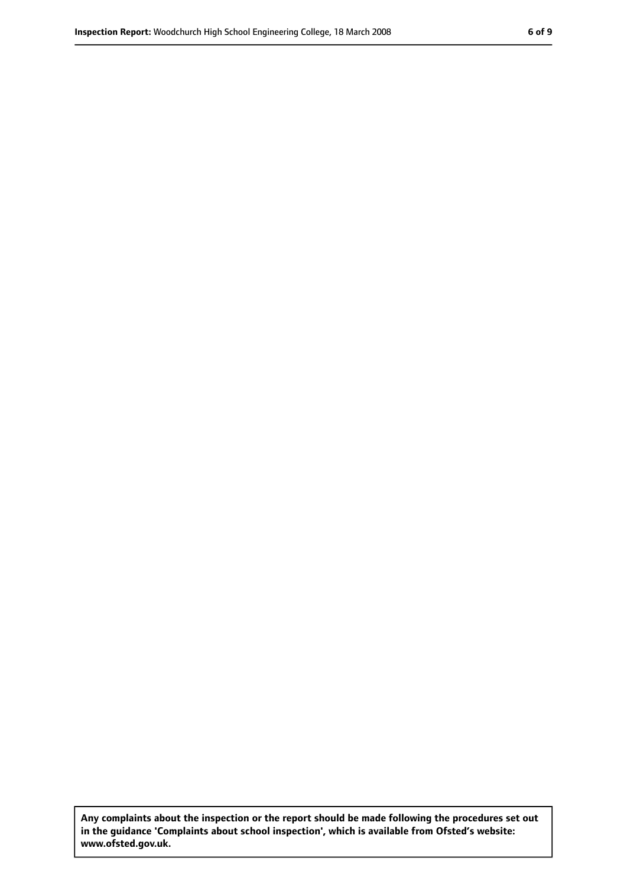**Any complaints about the inspection or the report should be made following the procedures set out in the guidance 'Complaints about school inspection', which is available from Ofsted's website: www.ofsted.gov.uk.**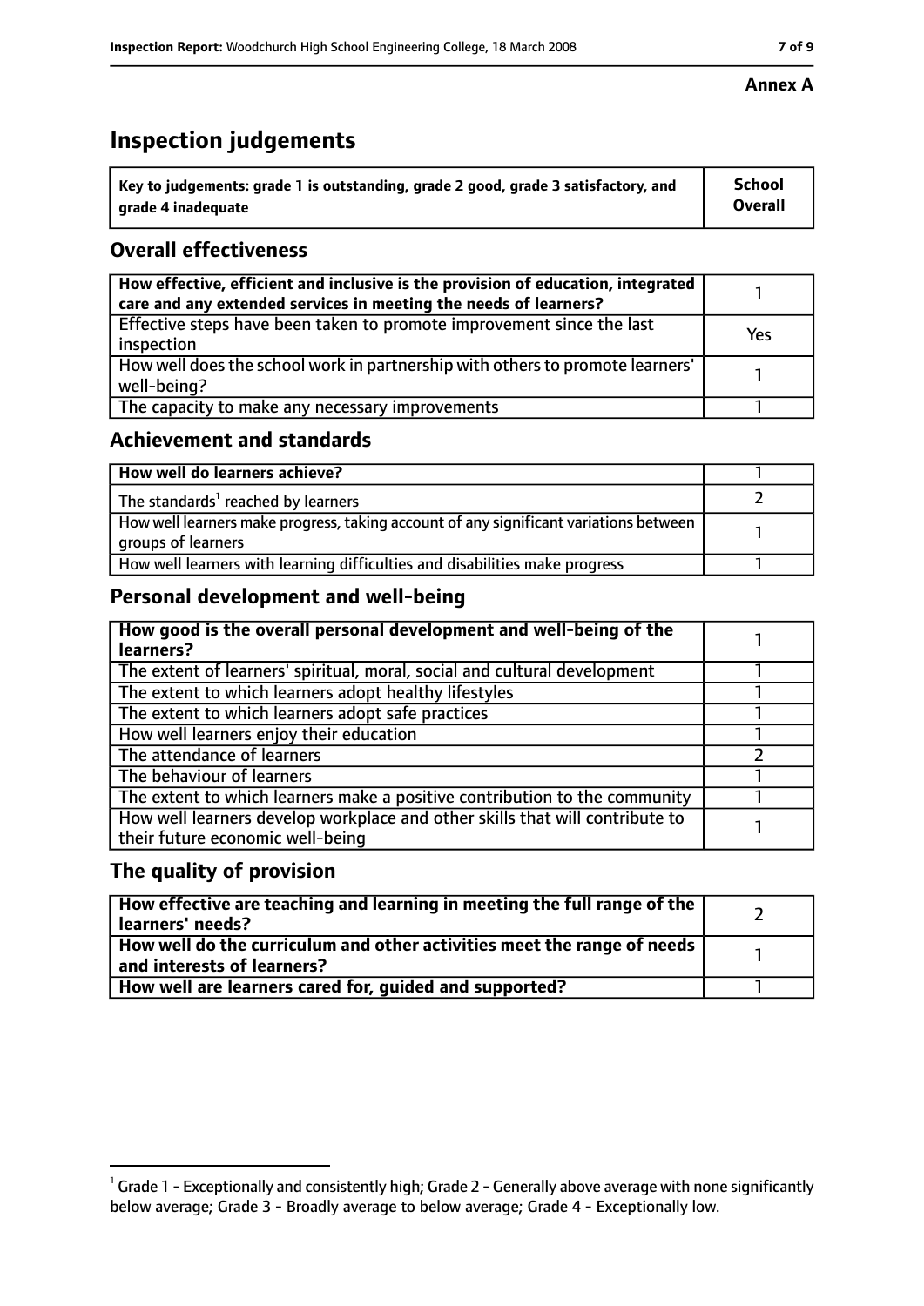**Annex A**

# Inspection judgements

| Key to judgements: grade 1 is outstanding, grade 2 good, grade 3 satisfactory, and grade 4 inadequate | School Overall |
|---|---|

## Overall effectiveness

| | |
|---|---|
| How effective, efficient and inclusive is the provision of education, integrated care and any extended services in meeting the needs of learners? | 1 |
| Effective steps have been taken to promote improvement since the last inspection | Yes |
| How well does the school work in partnership with others to promote learners' well-being? | 1 |
| The capacity to make any necessary improvements | 1 |

## Achievement and standards

| | |
|---|---|
| How well do learners achieve? | 1 |
| The standards[1] reached by learners | 2 |
| How well learners make progress, taking account of any significant variations between groups of learners | 1 |
| How well learners with learning difficulties and disabilities make progress | 1 |

## Personal development and well-being

| | |
|---|---|
| How good is the overall personal development and well-being of the learners? | 1 |
| The extent of learners' spiritual, moral, social and cultural development | 1 |
| The extent to which learners adopt healthy lifestyles | 1 |
| The extent to which learners adopt safe practices | 1 |
| How well learners enjoy their education | 1 |
| The attendance of learners | 2 |
| The behaviour of learners | 1 |
| The extent to which learners make a positive contribution to the community | 1 |
| How well learners develop workplace and other skills that will contribute to their future economic well-being | 1 |

## The quality of provision

| | |
|---|---|
| How effective are teaching and learning in meeting the full range of the learners' needs? | 2 |
| How well do the curriculum and other activities meet the range of needs and interests of learners? | 1 |
| How well are learners cared for, guided and supported? | 1 |

[1] Grade 1 - Exceptionally and consistently high; Grade 2 - Generally above average with none significantly below average; Grade 3 - Broadly average to below average; Grade 4 - Exceptionally low.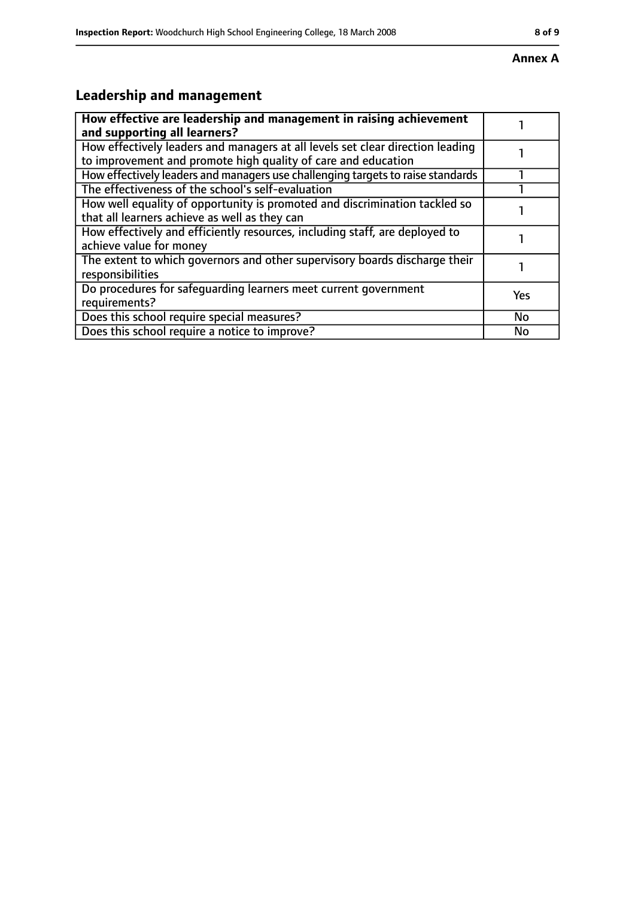**Annex A**

## Leadership and management

| **How effective are leadership and management in raising achievement and supporting all learners?** | 1 |
|---|---|
| How effectively leaders and managers at all levels set clear direction leading to improvement and promote high quality of care and education | 1 |
| How effectively leaders and managers use challenging targets to raise standards | 1 |
| The effectiveness of the school's self-evaluation | 1 |
| How well equality of opportunity is promoted and discrimination tackled so that all learners achieve as well as they can | 1 |
| How effectively and efficiently resources, including staff, are deployed to achieve value for money | 1 |
| The extent to which governors and other supervisory boards discharge their responsibilities | 1 |
| Do procedures for safeguarding learners meet current government requirements? | Yes |
| Does this school require special measures? | No |
| Does this school require a notice to improve? | No |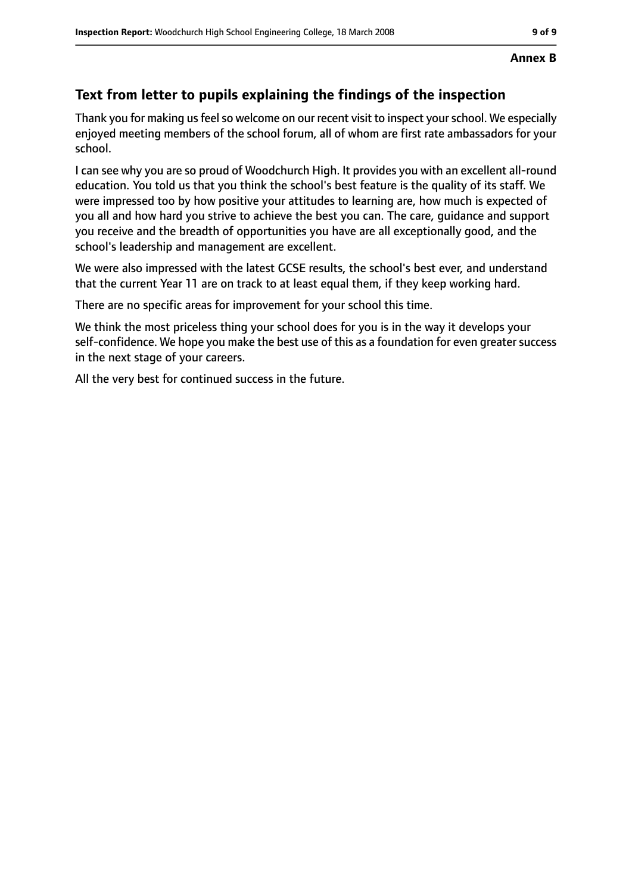**Annex B**

## Text from letter to pupils explaining the findings of the inspection

Thank you for making us feel so welcome on our recent visit to inspect your school. We especially enjoyed meeting members of the school forum, all of whom are first rate ambassadors for your school.

I can see why you are so proud of Woodchurch High. It provides you with an excellent all-round education. You told us that you think the school's best feature is the quality of its staff. We were impressed too by how positive your attitudes to learning are, how much is expected of you all and how hard you strive to achieve the best you can. The care, guidance and support you receive and the breadth of opportunities you have are all exceptionally good, and the school's leadership and management are excellent.

We were also impressed with the latest GCSE results, the school's best ever, and understand that the current Year 11 are on track to at least equal them, if they keep working hard.

There are no specific areas for improvement for your school this time.

We think the most priceless thing your school does for you is in the way it develops your self-confidence. We hope you make the best use of this as a foundation for even greater success in the next stage of your careers.

All the very best for continued success in the future.